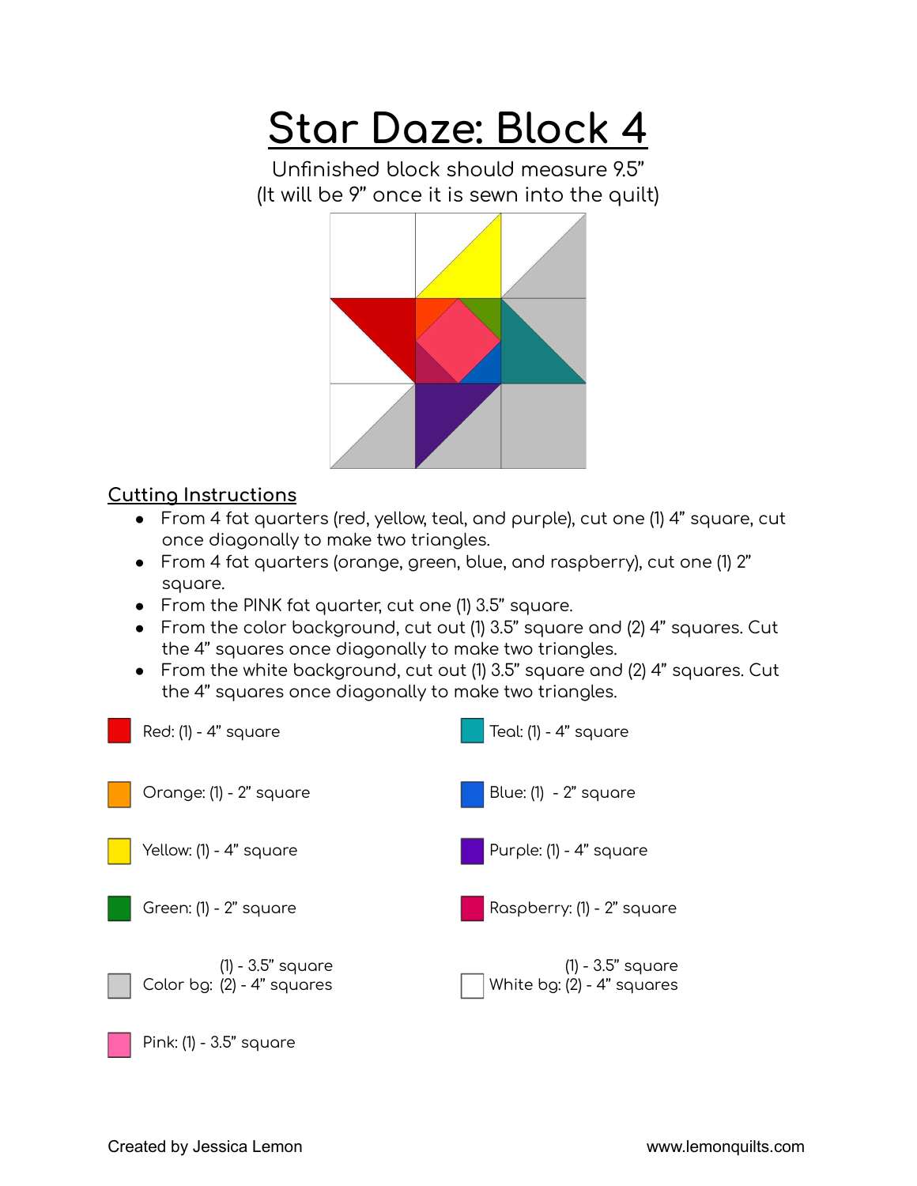# Star Daze: Block 4

Unfinished block should measure 9.5"
(It will be 9" once it is sewn into the quilt)

## Cutting Instructions

- From 4 fat quarters (red, yellow, teal, and purple), cut one (1) 4" square, cut once diagonally to make two triangles.
- From 4 fat quarters (orange, green, blue, and raspberry), cut one (1) 2" square.
- From the PINK fat quarter, cut one (1) 3.5" square.
- From the color background, cut out (1) 3.5" square and (2) 4" squares. Cut the 4" squares once diagonally to make two triangles.
- From the white background, cut out (1) 3.5" square and (2) 4" squares. Cut the 4" squares once diagonally to make two triangles.

Red: (1) - 4" square

Orange: (1) - 2" square

Yellow: (1) - 4" square

Green: (1) - 2" square

Color bg: (1) - 3.5" square, (2) - 4" squares

Pink: (1) - 3.5" square

Teal: (1) - 4" square

Blue: (1) - 2" square

Purple: (1) - 4" square

Raspberry: (1) - 2" square

White bg: (1) - 3.5" square, (2) - 4" squares

Created by Jessica Lemon    www.lemonquilts.com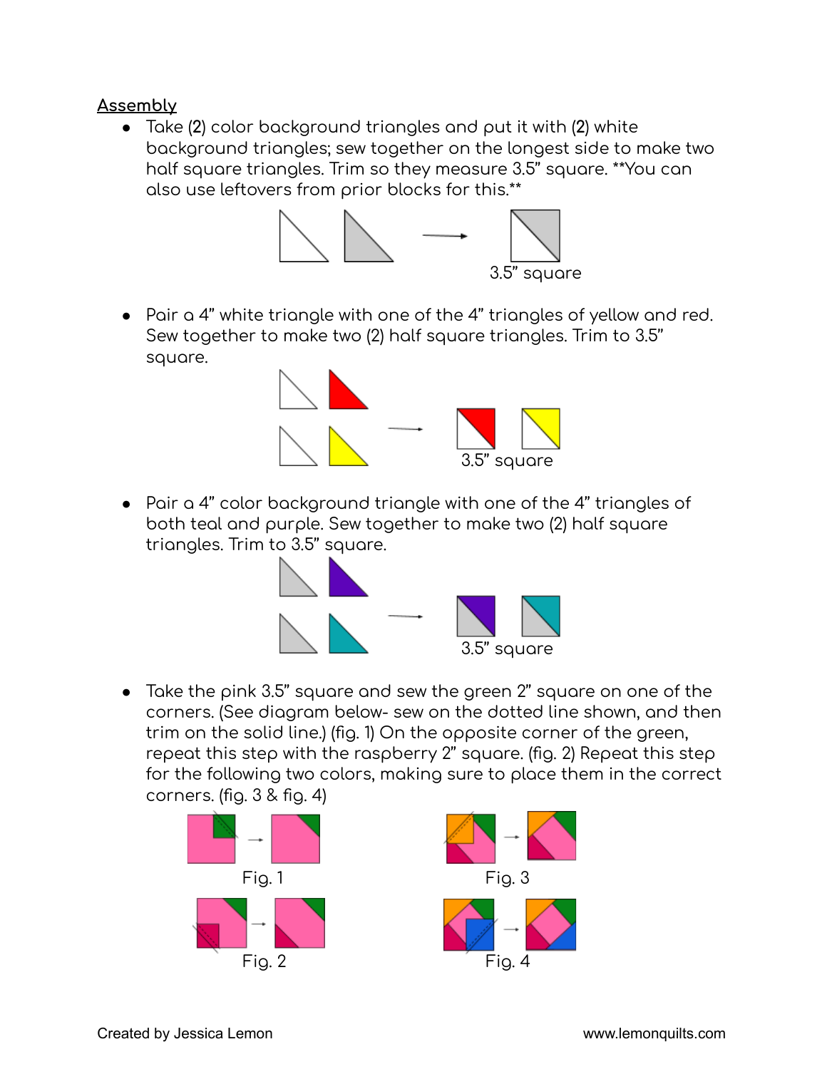## Assembly

- Take (2) color background triangles and put it with (2) white background triangles; sew together on the longest side to make two half square triangles. Trim so they measure 3.5" square. **You can also use leftovers from prior blocks for this.**

3.5" square

- Pair a 4" white triangle with one of the 4" triangles of yellow and red. Sew together to make two (2) half square triangles. Trim to 3.5" square.

3.5" square

- Pair a 4" color background triangle with one of the 4" triangles of both teal and purple. Sew together to make two (2) half square triangles. Trim to 3.5" square.

3.5" square

- Take the pink 3.5" square and sew the green 2" square on one of the corners. (See diagram below- sew on the dotted line shown, and then trim on the solid line.) (fig. 1) On the opposite corner of the green, repeat this step with the raspberry 2" square. (fig. 2) Repeat this step for the following two colors, making sure to place them in the correct corners. (fig. 3 & fig. 4)

Fig. 1

Fig. 3

Fig. 2

Fig. 4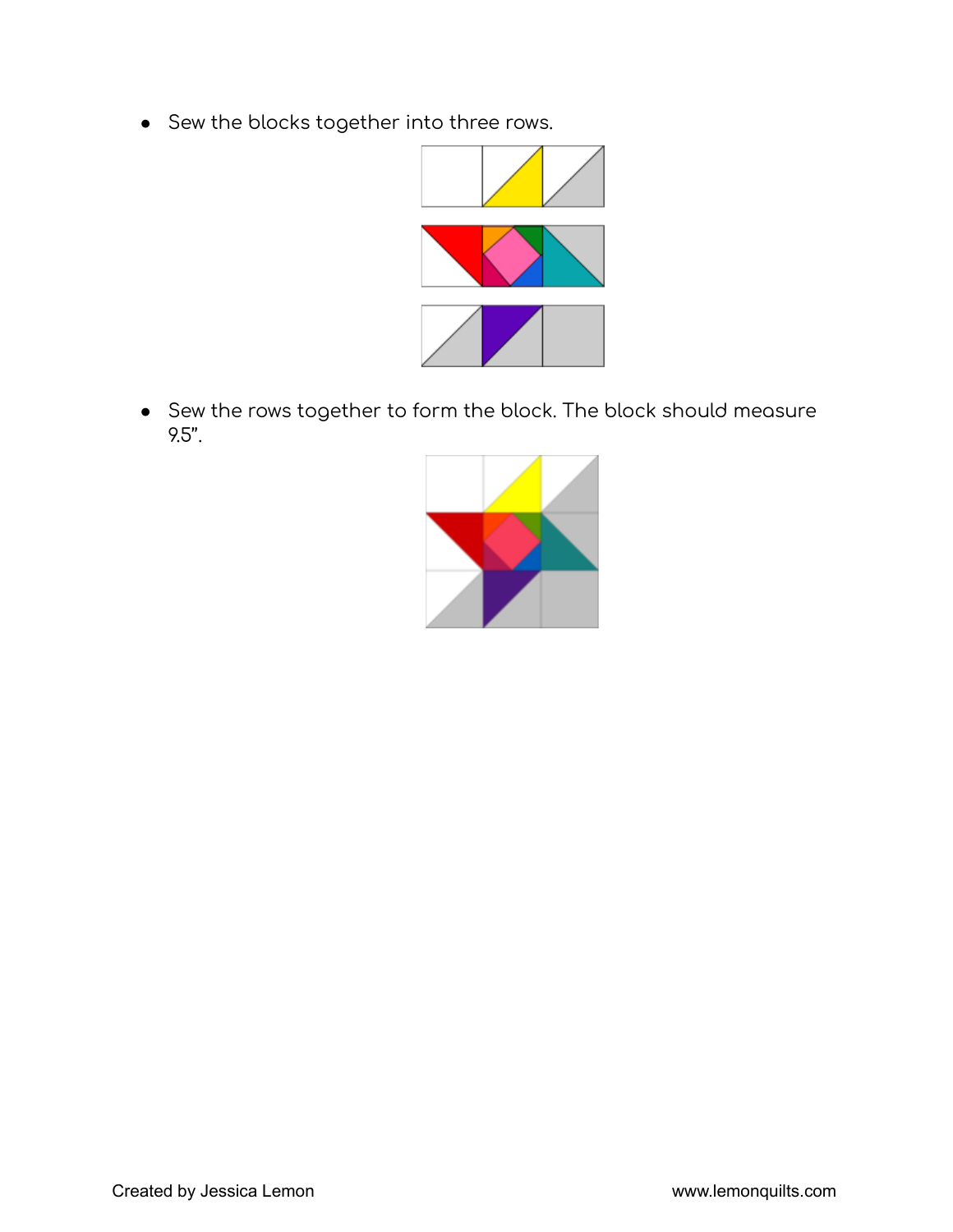- Sew the blocks together into three rows.

- Sew the rows together to form the block. The block should measure 9.5".